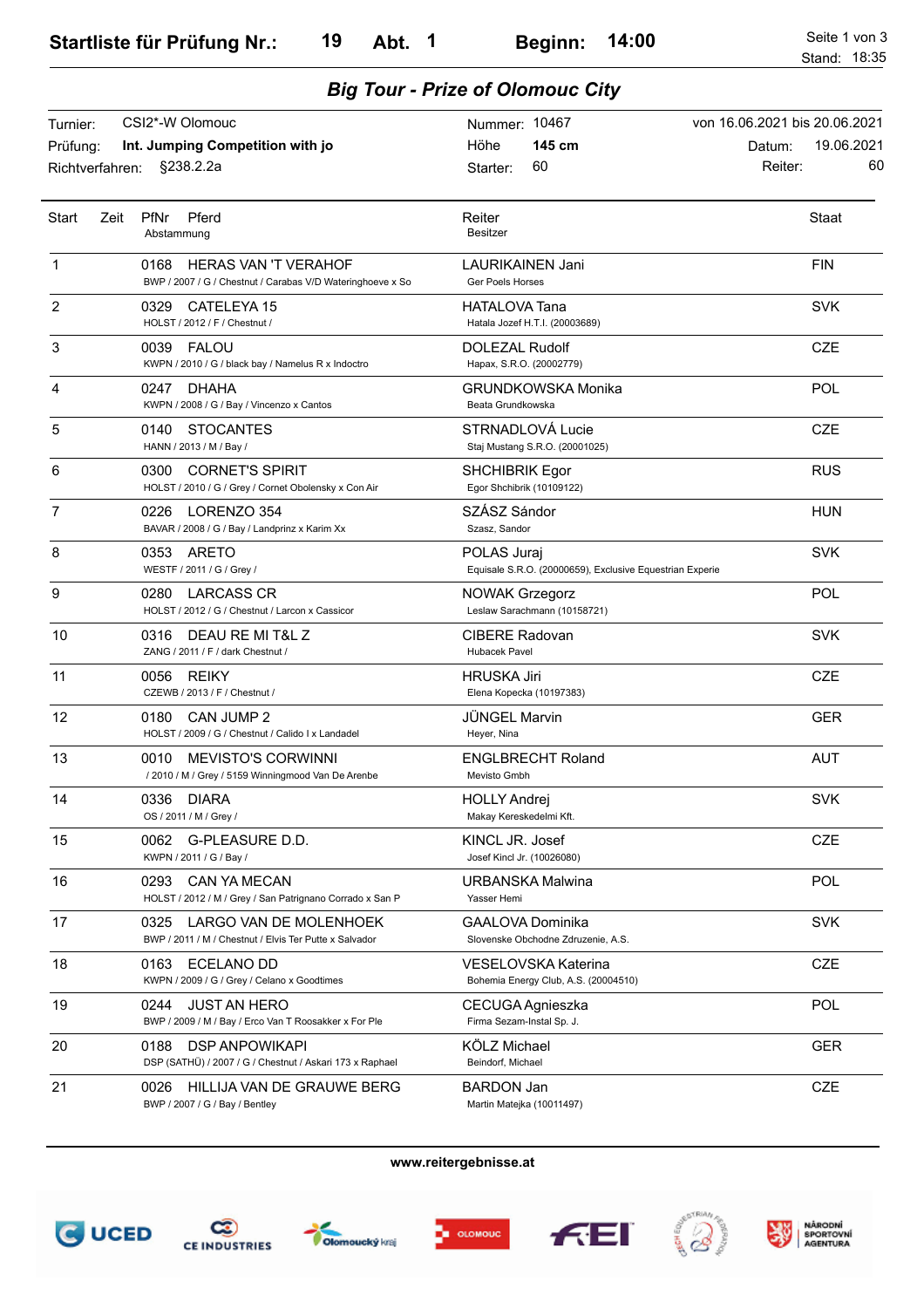# Startliste für Prüfung Nr.: 19 Abt. 1 Beginn: 14:00

Stand: 18:35

## *Big Tour - Prize of Olomouc City*

| | | | |
|---|---|---|---|
| Turnier: | CSI2*-W Olomouc | Nummer: 10467 | von 16.06.2021 bis 20.06.2021 |
| Prüfung: | **Int. Jumping Competition with jo** | Höhe **145 cm** | Datum: 19.06.2021 |
| Richtverfahren: | §238.2.2a | Starter: 60 | Reiter: 60 |

| Start | Zeit | PfNr | Pferd / Abstammung | Reiter / Besitzer | Staat |
|---|---|---|---|---|---|
| 1 | | 0168 | HERAS VAN 'T VERAHOF<br>BWP / 2007 / G / Chestnut / Carabas V/D Wateringhoeve x So | LAURIKAINEN Jani<br>Ger Poels Horses | FIN |
| 2 | | 0329 | CATELEYA 15<br>HOLST / 2012 / F / Chestnut / | HATALOVA Tana<br>Hatala Jozef H.T.I. (20003689) | SVK |
| 3 | | 0039 | FALOU<br>KWPN / 2010 / G / black bay / Namelus R x Indoctro | DOLEZAL Rudolf<br>Hapax, S.R.O. (20002779) | CZE |
| 4 | | 0247 | DHAHA<br>KWPN / 2008 / G / Bay / Vincenzo x Cantos | GRUNDKOWSKA Monika<br>Beata Grundkowska | POL |
| 5 | | 0140 | STOCANTES<br>HANN / 2013 / M / Bay / | STRNADLOVÁ Lucie<br>Staj Mustang S.R.O. (20001025) | CZE |
| 6 | | 0300 | CORNET'S SPIRIT<br>HOLST / 2010 / G / Grey / Cornet Obolensky x Con Air | SHCHIBRIK Egor<br>Egor Shchibrik (10109122) | RUS |
| 7 | | 0226 | LORENZO 354<br>BAVAR / 2008 / G / Bay / Landprinz x Karim Xx | SZÁSZ Sándor<br>Szasz, Sandor | HUN |
| 8 | | 0353 | ARETO<br>WESTF / 2011 / G / Grey / | POLAS Juraj<br>Equisale S.R.O. (20000659), Exclusive Equestrian Experie | SVK |
| 9 | | 0280 | LARCASS CR<br>HOLST / 2012 / G / Chestnut / Larcon x Cassicor | NOWAK Grzegorz<br>Leslaw Sarachmann (10158721) | POL |
| 10 | | 0316 | DEAU RE MI T&L Z<br>ZANG / 2011 / F / dark Chestnut / | CIBERE Radovan<br>Hubacek Pavel | SVK |
| 11 | | 0056 | REIKY<br>CZEWB / 2013 / F / Chestnut / | HRUSKA Jiri<br>Elena Kopecka (10197383) | CZE |
| 12 | | 0180 | CAN JUMP 2<br>HOLST / 2009 / G / Chestnut / Calido I x Landadel | JÜNGEL Marvin<br>Heyer, Nina | GER |
| 13 | | 0010 | MEVISTO'S CORWINNI<br>/ 2010 / M / Grey / 5159 Winningmood Van De Arenbe | ENGLBRECHT Roland<br>Mevisto Gmbh | AUT |
| 14 | | 0336 | DIARA<br>OS / 2011 / M / Grey / | HOLLY Andrej<br>Makay Kereskedelmi Kft. | SVK |
| 15 | | 0062 | G-PLEASURE D.D.<br>KWPN / 2011 / G / Bay / | KINCL JR. Josef<br>Josef Kincl Jr. (10026080) | CZE |
| 16 | | 0293 | CAN YA MECAN<br>HOLST / 2012 / M / Grey / San Patrignano Corrado x San P | URBANSKA Malwina<br>Yasser Hemi | POL |
| 17 | | 0325 | LARGO VAN DE MOLENHOEK<br>BWP / 2011 / M / Chestnut / Elvis Ter Putte x Salvador | GAALOVA Dominika<br>Slovenske Obchodne Zdruzenie, A.S. | SVK |
| 18 | | 0163 | ECELANO DD<br>KWPN / 2009 / G / Grey / Celano x Goodtimes | VESELOVSKA Katerina<br>Bohemia Energy Club, A.S. (20004510) | CZE |
| 19 | | 0244 | JUST AN HERO<br>BWP / 2009 / M / Bay / Erco Van T Roosakker x For Ple | CECUGA Agnieszka<br>Firma Sezam-Instal Sp. J. | POL |
| 20 | | 0188 | DSP ANPOWIKAPI<br>DSP (SATHÜ) / 2007 / G / Chestnut / Askari 173 x Raphael | KÖLZ Michael<br>Beindorf, Michael | GER |
| 21 | | 0026 | HILLIJA VAN DE GRAUWE BERG<br>BWP / 2007 / G / Bay / Bentley | BARDON Jan<br>Martin Matejka (10011497) | CZE |

**www.reitergebnisse.at**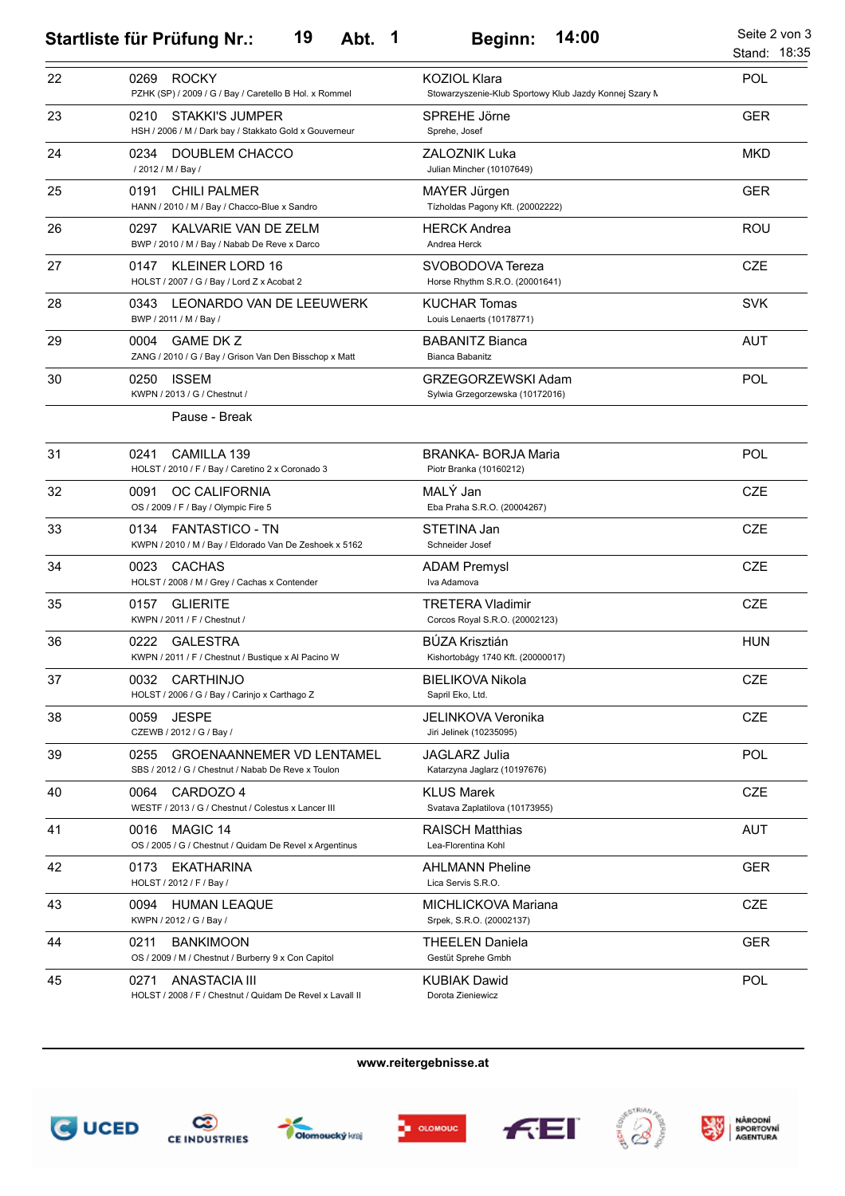## Startliste für Prüfung Nr.: 19 Abt. 1 Beginn: 14:00

Stand: 18:35

| Nr. | Pferd | Reiter / Besitzer | Nation |
|---|---|---|---|
| 22 | 0269 ROCKY<br>PZHK (SP) / 2009 / G / Bay / Caretello B Hol. x Rommel | KOZIOL Klara<br>Stowarzyszenie-Klub Sportowy Klub Jazdy Konnej Szary N | POL |
| 23 | 0210 STAKKI'S JUMPER<br>HSH / 2006 / M / Dark bay / Stakkato Gold x Gouverneur | SPREHE Jörne<br>Sprehe, Josef | GER |
| 24 | 0234 DOUBLEM CHACCO<br>/ 2012 / M / Bay / | ZALOZNIK Luka<br>Julian Mincher (10107649) | MKD |
| 25 | 0191 CHILI PALMER<br>HANN / 2010 / M / Bay / Chacco-Blue x Sandro | MAYER Jürgen<br>Tizholdas Pagony Kft. (20002222) | GER |
| 26 | 0297 KALVARIE VAN DE ZELM<br>BWP / 2010 / M / Bay / Nabab De Reve x Darco | HERCK Andrea<br>Andrea Herck | ROU |
| 27 | 0147 KLEINER LORD 16<br>HOLST / 2007 / G / Bay / Lord Z x Acobat 2 | SVOBODOVA Tereza<br>Horse Rhythm S.R.O. (20001641) | CZE |
| 28 | 0343 LEONARDO VAN DE LEEUWERK<br>BWP / 2011 / M / Bay / | KUCHAR Tomas<br>Louis Lenaerts (10178771) | SVK |
| 29 | 0004 GAME DK Z<br>ZANG / 2010 / G / Bay / Grison Van Den Bisschop x Matt | BABANITZ Bianca<br>Bianca Babanitz | AUT |
| 30 | 0250 ISSEM<br>KWPN / 2013 / G / Chestnut / | GRZEGORZEWSKI Adam<br>Sylwia Grzegorzewska (10172016) | POL |
| | Pause - Break | | |
| 31 | 0241 CAMILLA 139<br>HOLST / 2010 / F / Bay / Caretino 2 x Coronado 3 | BRANKA- BORJA Maria<br>Piotr Branka (10160212) | POL |
| 32 | 0091 OC CALIFORNIA<br>OS / 2009 / F / Bay / Olympic Fire 5 | MALÝ Jan<br>Eba Praha S.R.O. (20004267) | CZE |
| 33 | 0134 FANTASTICO - TN<br>KWPN / 2010 / M / Bay / Eldorado Van De Zeshoek x 5162 | STETINA Jan<br>Schneider Josef | CZE |
| 34 | 0023 CACHAS<br>HOLST / 2008 / M / Grey / Cachas x Contender | ADAM Premysl<br>Iva Adamova | CZE |
| 35 | 0157 GLIERITE<br>KWPN / 2011 / F / Chestnut / | TRETERA Vladimir<br>Corcos Royal S.R.O. (20002123) | CZE |
| 36 | 0222 GALESTRA<br>KWPN / 2011 / F / Chestnut / Bustique x Al Pacino W | BÚZA Krisztián<br>Kishortobágy 1740 Kft. (20000017) | HUN |
| 37 | 0032 CARTHINJO<br>HOLST / 2006 / G / Bay / Carinjo x Carthago Z | BIELIKOVA Nikola<br>Sapril Eko, Ltd. | CZE |
| 38 | 0059 JESPE<br>CZEWB / 2012 / G / Bay / | JELINKOVA Veronika<br>Jiri Jelinek (10235095) | CZE |
| 39 | 0255 GROENAANNEMER VD LENTAMEL<br>SBS / 2012 / G / Chestnut / Nabab De Reve x Toulon | JAGLARZ Julia<br>Katarzyna Jaglarz (10197676) | POL |
| 40 | 0064 CARDOZO 4<br>WESTF / 2013 / G / Chestnut / Colestus x Lancer III | KLUS Marek<br>Svatava Zaplatilova (10173955) | CZE |
| 41 | 0016 MAGIC 14<br>OS / 2005 / G / Chestnut / Quidam De Revel x Argentinus | RAISCH Matthias<br>Lea-Florentina Kohl | AUT |
| 42 | 0173 EKATHARINA<br>HOLST / 2012 / F / Bay / | AHLMANN Pheline<br>Lica Servis S.R.O. | GER |
| 43 | 0094 HUMAN LEAQUE<br>KWPN / 2012 / G / Bay / | MICHLICKOVA Mariana<br>Srpek, S.R.O. (20002137) | CZE |
| 44 | 0211 BANKIMOON<br>OS / 2009 / M / Chestnut / Burberry 9 x Con Capitol | THEELEN Daniela<br>Gestüt Sprehe Gmbh | GER |
| 45 | 0271 ANASTACIA III<br>HOLST / 2008 / F / Chestnut / Quidam De Revel x Lavall II | KUBIAK Dawid<br>Dorota Zieniewicz | POL |

www.reitergebnisse.at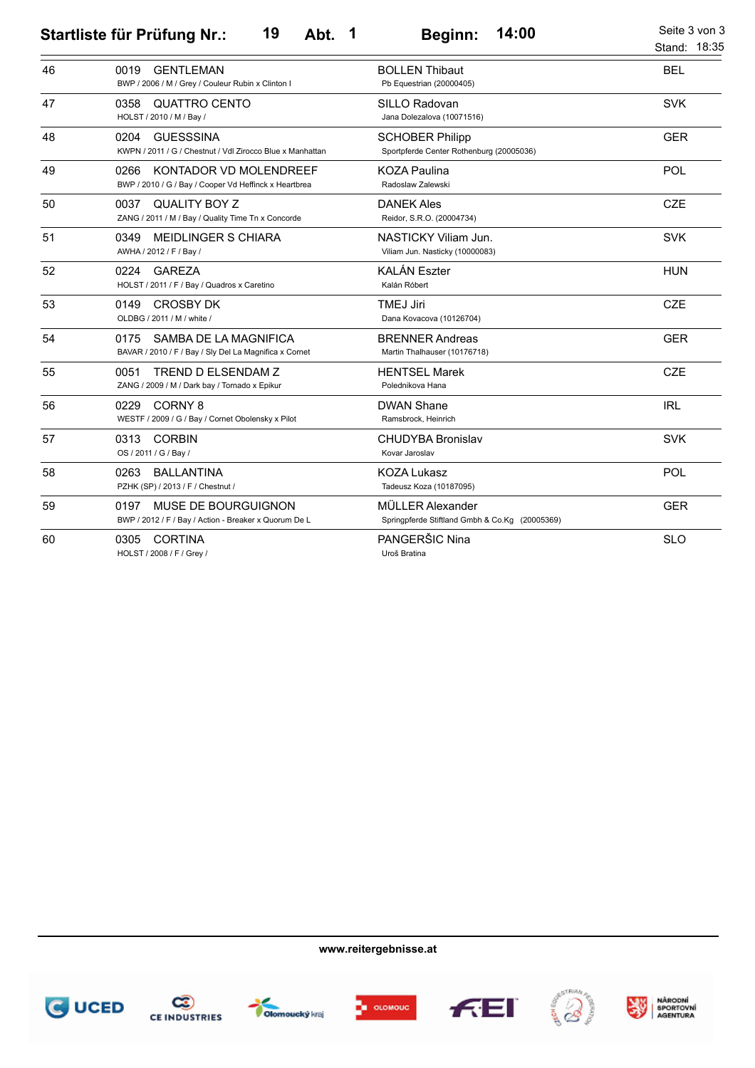## Startliste für Prüfung Nr.: 19 Abt. 1 Beginn: 14:00

Stand: 18:35

| | | | |
|---|---|---|---|
| 46 | 0019 GENTLEMAN<br>BWP / 2006 / M / Grey / Couleur Rubin x Clinton I | BOLLEN Thibaut<br>Pb Equestrian (20000405) | BEL |
| 47 | 0358 QUATTRO CENTO<br>HOLST / 2010 / M / Bay / | SILLO Radovan<br>Jana Dolezalova (10071516) | SVK |
| 48 | 0204 GUESSSINA<br>KWPN / 2011 / G / Chestnut / Vdl Zirocco Blue x Manhattan | SCHOBER Philipp<br>Sportpferde Center Rothenburg (20005036) | GER |
| 49 | 0266 KONTADOR VD MOLENDREEF<br>BWP / 2010 / G / Bay / Cooper Vd Heffinck x Heartbrea | KOZA Paulina<br>Radoslaw Zalewski | POL |
| 50 | 0037 QUALITY BOY Z<br>ZANG / 2011 / M / Bay / Quality Time Tn x Concorde | DANEK Ales<br>Reidor, S.R.O. (20004734) | CZE |
| 51 | 0349 MEIDLINGER S CHIARA<br>AWHA / 2012 / F / Bay / | NASTICKY Viliam Jun.<br>Viliam Jun. Nasticky (10000083) | SVK |
| 52 | 0224 GAREZA<br>HOLST / 2011 / F / Bay / Quadros x Caretino | KALÁN Eszter<br>Kalán Róbert | HUN |
| 53 | 0149 CROSBY DK<br>OLDBG / 2011 / M / white / | TMEJ Jiri<br>Dana Kovacova (10126704) | CZE |
| 54 | 0175 SAMBA DE LA MAGNIFICA<br>BAVAR / 2010 / F / Bay / Sly Del La Magnifica x Cornet | BRENNER Andreas<br>Martin Thalhauser (10176718) | GER |
| 55 | 0051 TREND D ELSENDAM Z<br>ZANG / 2009 / M / Dark bay / Tornado x Epikur | HENTSEL Marek<br>Polednikova Hana | CZE |
| 56 | 0229 CORNY 8<br>WESTF / 2009 / G / Bay / Cornet Obolensky x Pilot | DWAN Shane<br>Ramsbrock, Heinrich | IRL |
| 57 | 0313 CORBIN<br>OS / 2011 / G / Bay / | CHUDYBA Bronislav<br>Kovar Jaroslav | SVK |
| 58 | 0263 BALLANTINA<br>PZHK (SP) / 2013 / F / Chestnut / | KOZA Lukasz<br>Tadeusz Koza (10187095) | POL |
| 59 | 0197 MUSE DE BOURGUIGNON<br>BWP / 2012 / F / Bay / Action - Breaker x Quorum De L | MÜLLER Alexander<br>Springpferde Stiftland Gmbh & Co.Kg (20005369) | GER |
| 60 | 0305 CORTINA<br>HOLST / 2008 / F / Grey / | PANGERŠIC Nina<br>Uroš Bratina | SLO |

www.reitergebnisse.at